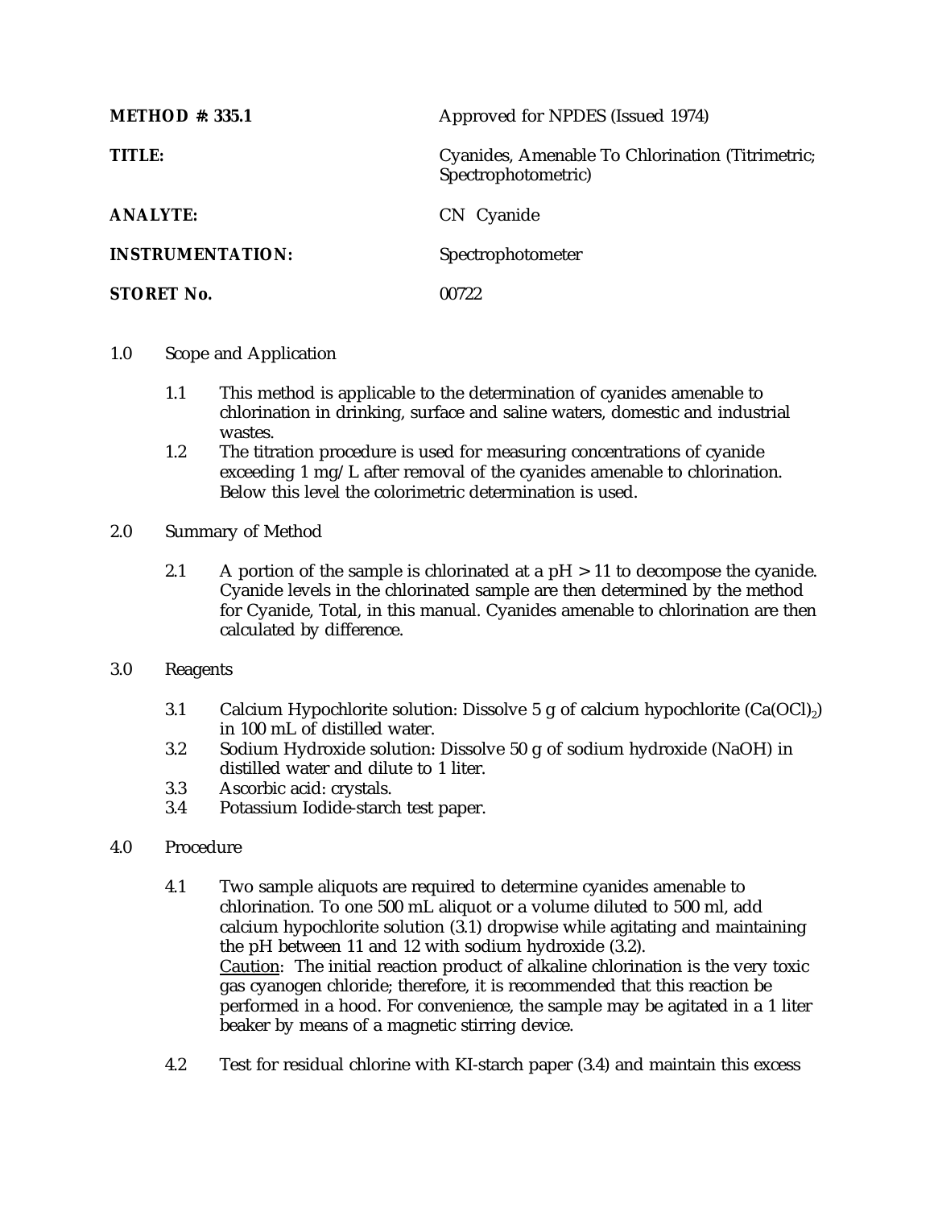| | |
|---|---|
| **METHOD #: 335.1** | Approved for NPDES (Issued 1974) |
| **TITLE:** | Cyanides, Amenable To Chlorination (Titrimetric; Spectrophotometric) |
| **ANALYTE:** | CN Cyanide |
| **INSTRUMENTATION:** | Spectrophotometer |
| **STORET No.** | 00722 |

1.0 Scope and Application

1.1 This method is applicable to the determination of cyanides amenable to chlorination in drinking, surface and saline waters, domestic and industrial wastes.

1.2 The titration procedure is used for measuring concentrations of cyanide exceeding 1 mg/L after removal of the cyanides amenable to chlorination. Below this level the colorimetric determination is used.

2.0 Summary of Method

2.1 A portion of the sample is chlorinated at a pH > 11 to decompose the cyanide. Cyanide levels in the chlorinated sample are then determined by the method for Cyanide, Total, in this manual. Cyanides amenable to chlorination are then calculated by difference.

3.0 Reagents

3.1 Calcium Hypochlorite solution: Dissolve 5 g of calcium hypochlorite ($Ca(OCl)_2$) in 100 mL of distilled water.

3.2 Sodium Hydroxide solution: Dissolve 50 g of sodium hydroxide (NaOH) in distilled water and dilute to 1 liter.

3.3 Ascorbic acid: crystals.

3.4 Potassium Iodide-starch test paper.

4.0 Procedure

4.1 Two sample aliquots are required to determine cyanides amenable to chlorination. To one 500 mL aliquot or a volume diluted to 500 ml, add calcium hypochlorite solution (3.1) dropwise while agitating and maintaining the pH between 11 and 12 with sodium hydroxide (3.2).
Caution: The initial reaction product of alkaline chlorination is the very toxic gas cyanogen chloride; therefore, it is recommended that this reaction be performed in a hood. For convenience, the sample may be agitated in a 1 liter beaker by means of a magnetic stirring device.

4.2 Test for residual chlorine with KI-starch paper (3.4) and maintain this excess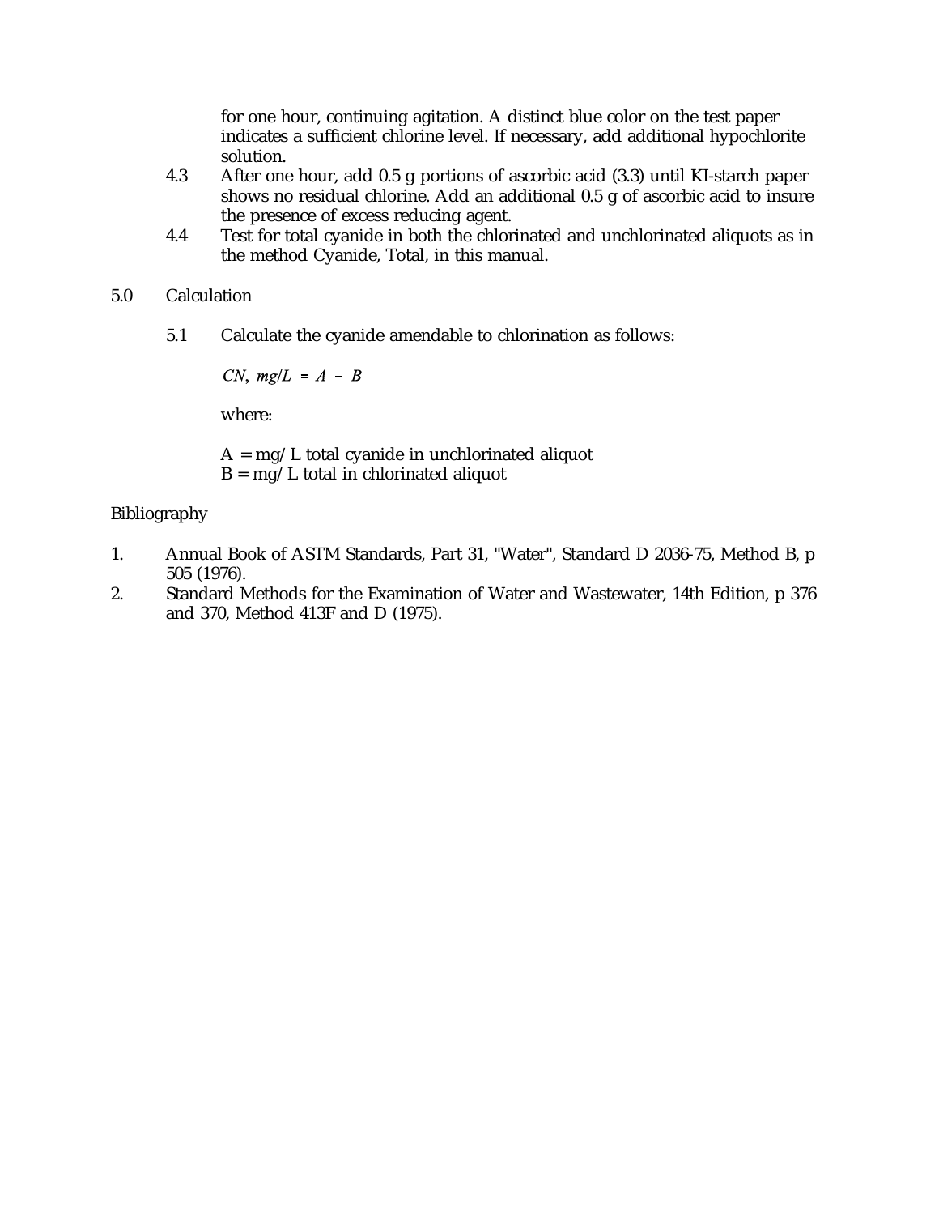for one hour, continuing agitation. A distinct blue color on the test paper indicates a sufficient chlorine level. If necessary, add additional hypochlorite solution.

4.3 After one hour, add 0.5 g portions of ascorbic acid (3.3) until KI-starch paper shows no residual chlorine. Add an additional 0.5 g of ascorbic acid to insure the presence of excess reducing agent.

4.4 Test for total cyanide in both the chlorinated and unchlorinated aliquots as in the method Cyanide, Total, in this manual.

5.0 Calculation

5.1 Calculate the cyanide amendable to chlorination as follows:

$$CN,\ mg/L = A - B$$

where:

A = mg/L total cyanide in unchlorinated aliquot
B = mg/L total in chlorinated aliquot

Bibliography

1. Annual Book of ASTM Standards, Part 31, "Water", Standard D 2036-75, Method B, p 505 (1976).
2. Standard Methods for the Examination of Water and Wastewater, 14th Edition, p 376 and 370, Method 413F and D (1975).